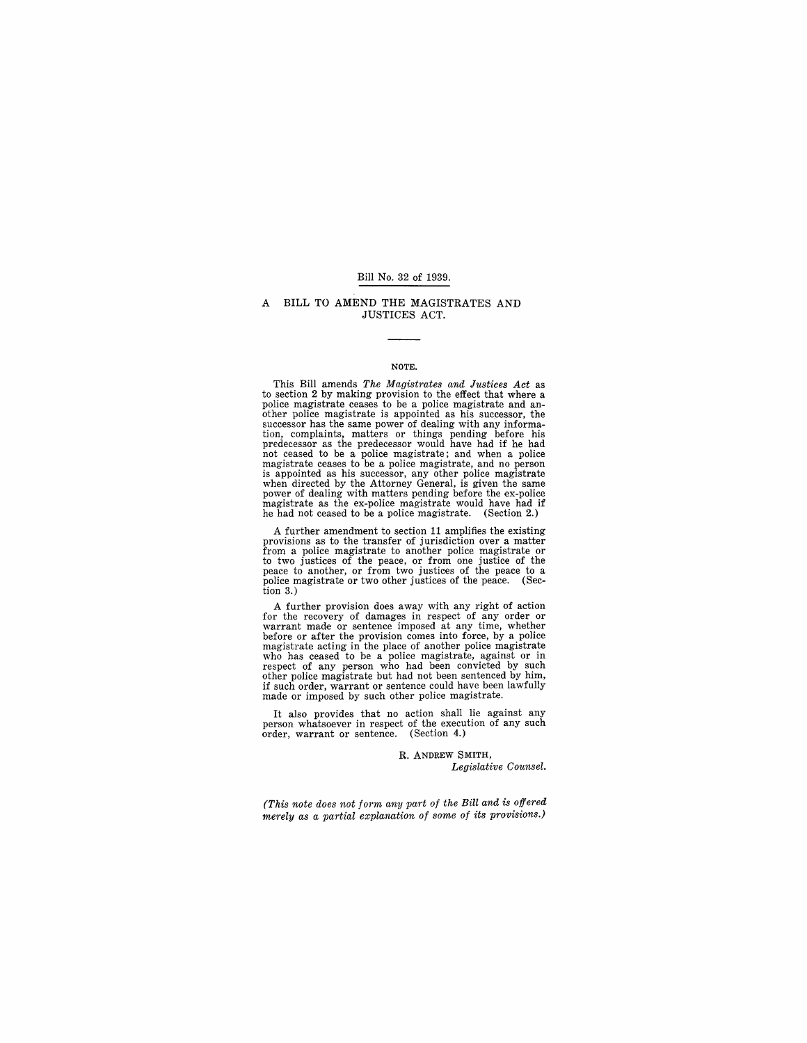Bill No. 32 of 1939.

# A BILL TO AMEND THE MAGISTRATES AND JUSTICES ACT.

## NOTE.

This Bill amends *The Magistrates and Justices Act* as to section 2 by making provision to the effect that where a police magistrate ceases to be a police magistrate and another police magistrate is appointed as his successor, the successor has the same power of dealing with any information, complaints, matters or things pending before his predecessor as the predecessor would have had if he had not ceased to be a police magistrate; and when a police magistrate ceases to be a police magistrate, and no person is appointed as his successor, any other police magistrate when directed by the Attorney General, is given the same power of dealing with matters pending before the ex-police magistrate as the ex-police magistrate would have had if he had not ceased to be a police magistrate. (Section 2.)

A further amendment to section 11 amplifies the existing provisions as to the transfer of jurisdiction over a matter from a police magistrate to another police magistrate or to two justices of the peace, or from one justice of the peace to another, or from two justices of the peace to a police magistrate or two other justices of the peace. (Section 3.)

A further provision does away with any right of action for the recovery of damages in respect of any order or warrant made or sentence imposed at any time, whether before or after the provision comes into force, by a police magistrate acting in the place of another police magistrate who has ceased to be a police magistrate, against or in respect of any person who had been convicted by such other police magistrate but had not been sentenced by him, if such order, warrant or sentence could have been lawfully made or imposed by such other police magistrate.

It also provides that no action shall lie against any person whatsoever in respect of the execution of any such order, warrant or sentence. (Section 4.)

R. ANDREW SMITH,
*Legislative Counsel.*

*(This note does not form any part of the Bill and is offered merely as a partial explanation of some of its provisions.)*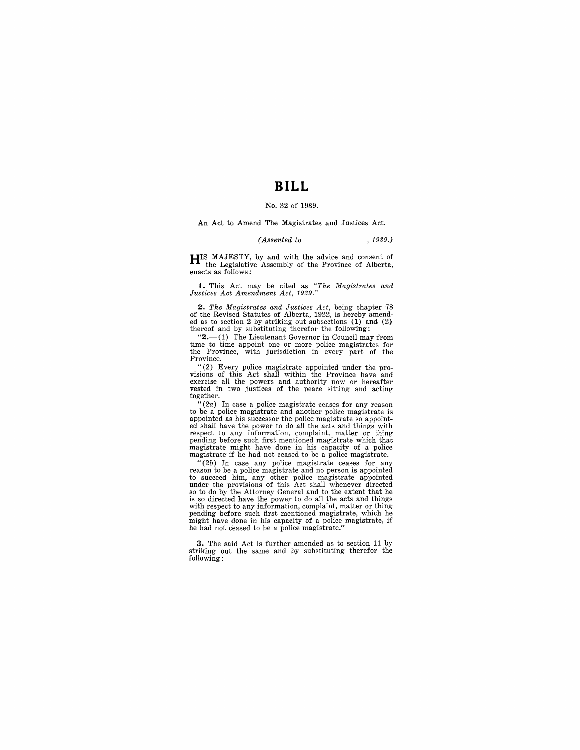# BILL

No. 32 of 1939.

An Act to Amend The Magistrates and Justices Act.

*(Assented to , 1939.)*

HIS MAJESTY, by and with the advice and consent of the Legislative Assembly of the Province of Alberta, enacts as follows:

**1.** This Act may be cited as *"The Magistrates and Justices Act Amendment Act, 1939."*

**2.** *The Magistrates and Justices Act,* being chapter 78 of the Revised Statutes of Alberta, 1922, is hereby amended as to section 2 by striking out subsections (1) and (2) thereof and by substituting therefor the following:

"**2.**—(1) The Lieutenant Governor in Council may from time to time appoint one or more police magistrates for the Province, with jurisdiction in every part of the Province.

"(2) Every police magistrate appointed under the provisions of this Act shall within the Province have and exercise all the powers and authority now or hereafter vested in two justices of the peace sitting and acting together.

"(2*a*) In case a police magistrate ceases for any reason to be a police magistrate and another police magistrate is appointed as his successor the police magistrate so appointed shall have the power to do all the acts and things with respect to any information, complaint, matter or thing pending before such first mentioned magistrate which that magistrate might have done in his capacity of a police magistrate if he had not ceased to be a police magistrate.

"(2*b*) In case any police magistrate ceases for any reason to be a police magistrate and no person is appointed to succeed him, any other police magistrate appointed under the provisions of this Act shall whenever directed so to do by the Attorney General and to the extent that he is so directed have the power to do all the acts and things with respect to any information, complaint, matter or thing pending before such first mentioned magistrate, which he might have done in his capacity of a police magistrate, if he had not ceased to be a police magistrate."

**3.** The said Act is further amended as to section 11 by striking out the same and by substituting therefor the following: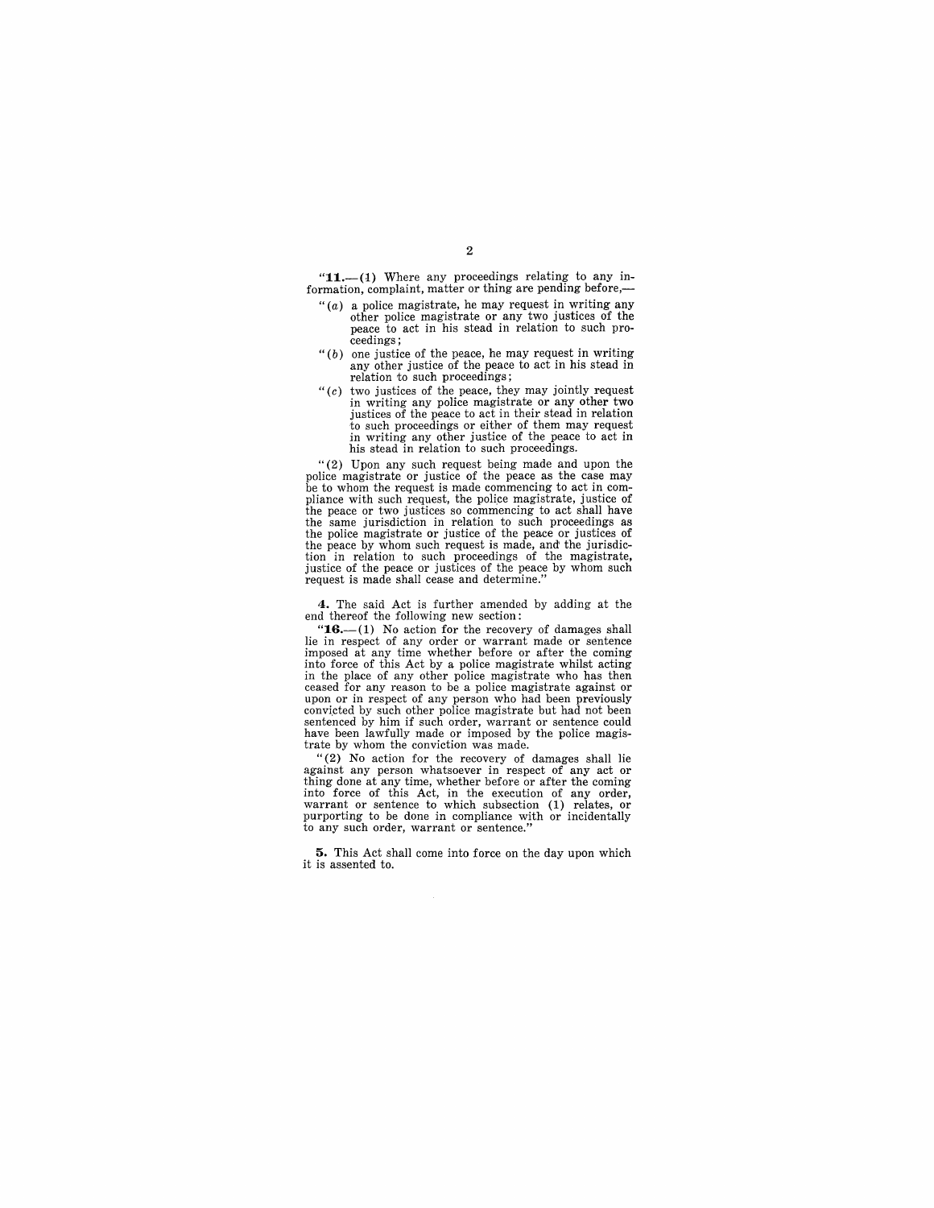"**11.**—(1) Where any proceedings relating to any information, complaint, matter or thing are pending before,—

"(*a*) a police magistrate, he may request in writing any other police magistrate or any two justices of the peace to act in his stead in relation to such proceedings;

"(*b*) one justice of the peace, he may request in writing any other justice of the peace to act in his stead in relation to such proceedings;

"(*c*) two justices of the peace, they may jointly request in writing any police magistrate or any other two justices of the peace to act in their stead in relation to such proceedings or either of them may request in writing any other justice of the peace to act in his stead in relation to such proceedings.

"(2) Upon any such request being made and upon the police magistrate or justice of the peace as the case may be to whom the request is made commencing to act in compliance with such request, the police magistrate, justice of the peace or two justices so commencing to act shall have the same jurisdiction in relation to such proceedings as the police magistrate or justice of the peace or justices of the peace by whom such request is made, and the jurisdiction in relation to such proceedings of the magistrate, justice of the peace or justices of the peace by whom such request is made shall cease and determine."

**4.** The said Act is further amended by adding at the end thereof the following new section:

"**16.**—(1) No action for the recovery of damages shall lie in respect of any order or warrant made or sentence imposed at any time whether before or after the coming into force of this Act by a police magistrate whilst acting in the place of any other police magistrate who has then ceased for any reason to be a police magistrate against or upon or in respect of any person who had been previously convicted by such other police magistrate but had not been sentenced by him if such order, warrant or sentence could have been lawfully made or imposed by the police magistrate by whom the conviction was made.

"(2) No action for the recovery of damages shall lie against any person whatsoever in respect of any act or thing done at any time, whether before or after the coming into force of this Act, in the execution of any order, warrant or sentence to which subsection (1) relates, or purporting to be done in compliance with or incidentally to any such order, warrant or sentence."

**5.** This Act shall come into force on the day upon which it is assented to.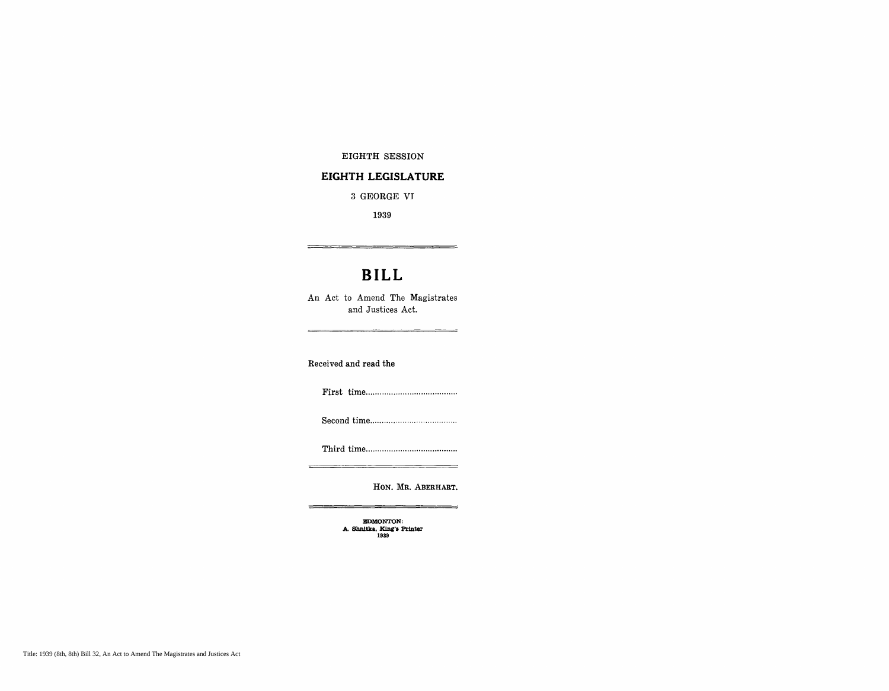EIGHTH SESSION

## EIGHTH LEGISLATURE

3 GEORGE VI

1939

# BILL

An Act to Amend The Magistrates and Justices Act.

Received and read the

First time........................................

Second time......................................

Third time........................................

HON. MR. ABERHART.

EDMONTON:
A. Shnitka, King's Printer
1939

Title: 1939 (8th, 8th) Bill 32, An Act to Amend The Magistrates and Justices Act